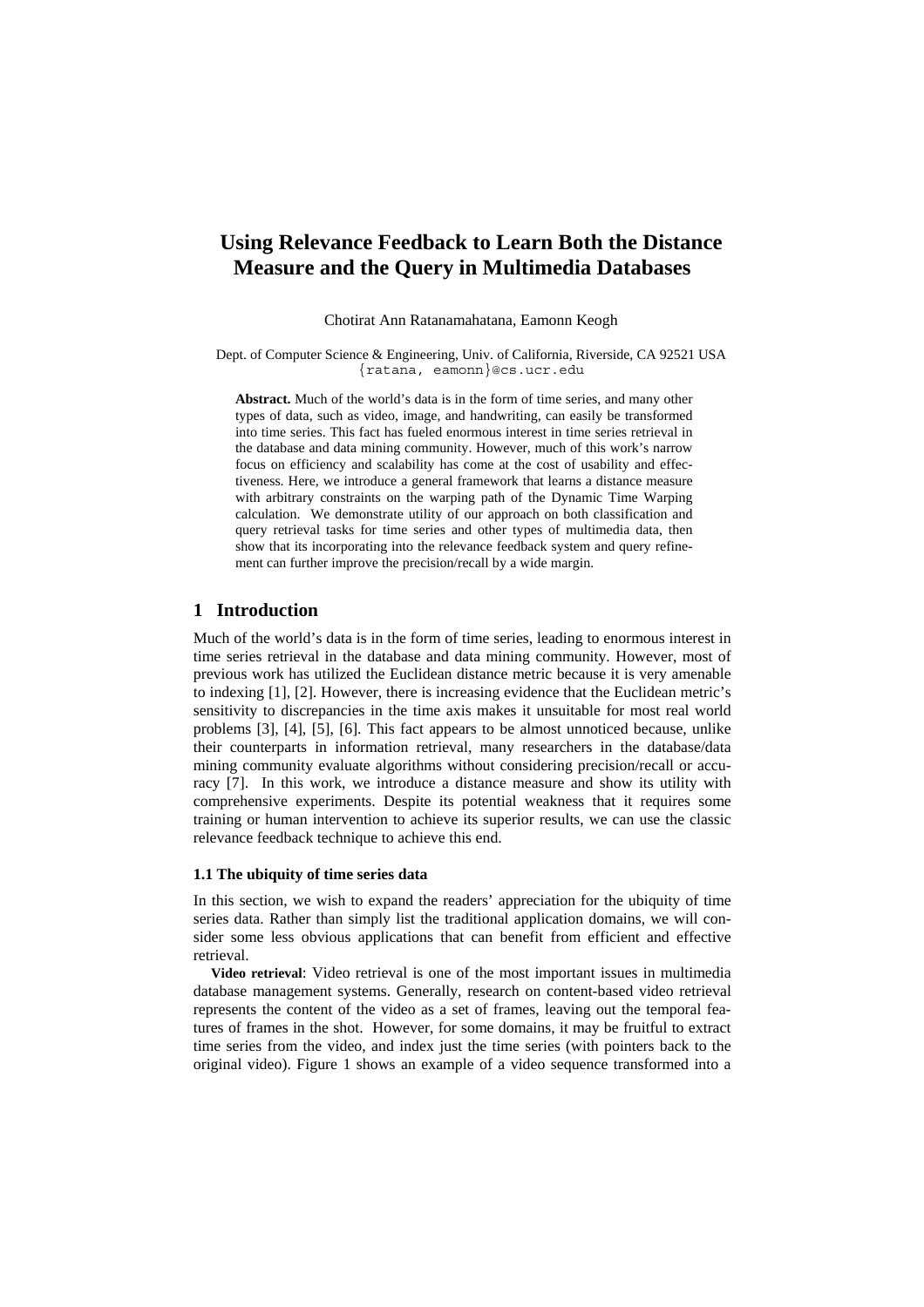# Using Relevance Feedback to Learn Both the Distance Measure and the Query in Multimedia Databases

Chotirat Ann Ratanamahatana, Eamonn Keogh

Dept. of Computer Science & Engineering, Univ. of California, Riverside, CA 92521 USA
{ratana, eamonn}@cs.ucr.edu

**Abstract.** Much of the world's data is in the form of time series, and many other types of data, such as video, image, and handwriting, can easily be transformed into time series. This fact has fueled enormous interest in time series retrieval in the database and data mining community. However, much of this work's narrow focus on efficiency and scalability has come at the cost of usability and effectiveness. Here, we introduce a general framework that learns a distance measure with arbitrary constraints on the warping path of the Dynamic Time Warping calculation. We demonstrate utility of our approach on both classification and query retrieval tasks for time series and other types of multimedia data, then show that its incorporating into the relevance feedback system and query refinement can further improve the precision/recall by a wide margin.

## 1 Introduction

Much of the world's data is in the form of time series, leading to enormous interest in time series retrieval in the database and data mining community. However, most of previous work has utilized the Euclidean distance metric because it is very amenable to indexing [1], [2]. However, there is increasing evidence that the Euclidean metric's sensitivity to discrepancies in the time axis makes it unsuitable for most real world problems [3], [4], [5], [6]. This fact appears to be almost unnoticed because, unlike their counterparts in information retrieval, many researchers in the database/data mining community evaluate algorithms without considering precision/recall or accuracy [7]. In this work, we introduce a distance measure and show its utility with comprehensive experiments. Despite its potential weakness that it requires some training or human intervention to achieve its superior results, we can use the classic relevance feedback technique to achieve this end.

### 1.1 The ubiquity of time series data

In this section, we wish to expand the readers' appreciation for the ubiquity of time series data. Rather than simply list the traditional application domains, we will consider some less obvious applications that can benefit from efficient and effective retrieval.

**Video retrieval**: Video retrieval is one of the most important issues in multimedia database management systems. Generally, research on content-based video retrieval represents the content of the video as a set of frames, leaving out the temporal features of frames in the shot. However, for some domains, it may be fruitful to extract time series from the video, and index just the time series (with pointers back to the original video). Figure 1 shows an example of a video sequence transformed into a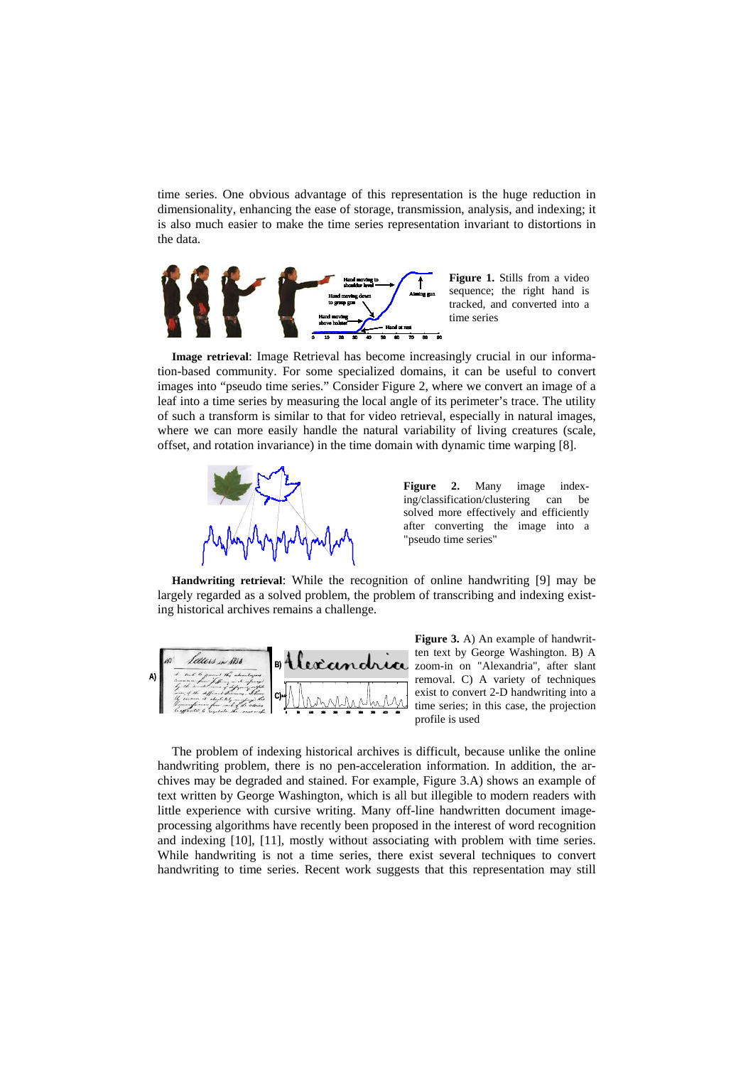time series. One obvious advantage of this representation is the huge reduction in dimensionality, enhancing the ease of storage, transmission, analysis, and indexing; it is also much easier to make the time series representation invariant to distortions in the data.

**Figure 1.** Stills from a video sequence; the right hand is tracked, and converted into a time series

**Image retrieval**: Image Retrieval has become increasingly crucial in our information-based community. For some specialized domains, it can be useful to convert images into "pseudo time series." Consider Figure 2, where we convert an image of a leaf into a time series by measuring the local angle of its perimeter's trace. The utility of such a transform is similar to that for video retrieval, especially in natural images, where we can more easily handle the natural variability of living creatures (scale, offset, and rotation invariance) in the time domain with dynamic time warping [8].

**Figure 2.** Many image indexing/classification/clustering can be solved more effectively and efficiently after converting the image into a "pseudo time series"

**Handwriting retrieval**: While the recognition of online handwriting [9] may be largely regarded as a solved problem, the problem of transcribing and indexing existing historical archives remains a challenge.

**Figure 3.** A) An example of handwritten text by George Washington. B) A zoom-in on "Alexandria", after slant removal. C) A variety of techniques exist to convert 2-D handwriting into a time series; in this case, the projection profile is used

The problem of indexing historical archives is difficult, because unlike the online handwriting problem, there is no pen-acceleration information. In addition, the archives may be degraded and stained. For example, Figure 3.A) shows an example of text written by George Washington, which is all but illegible to modern readers with little experience with cursive writing. Many off-line handwritten document image-processing algorithms have recently been proposed in the interest of word recognition and indexing [10], [11], mostly without associating with problem with time series. While handwriting is not a time series, there exist several techniques to convert handwriting to time series. Recent work suggests that this representation may still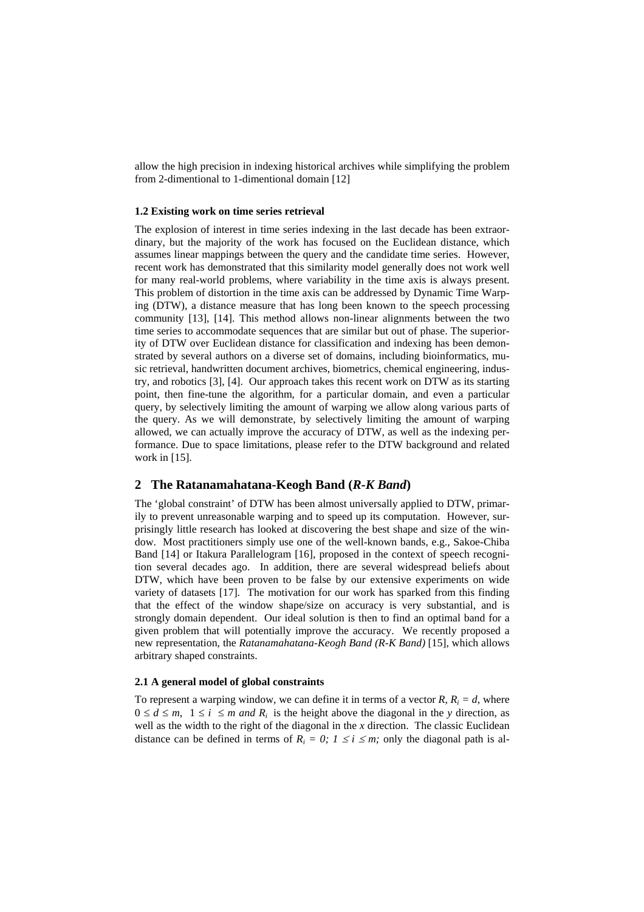allow the high precision in indexing historical archives while simplifying the problem from 2-dimentional to 1-dimentional domain [12]

### 1.2 Existing work on time series retrieval

The explosion of interest in time series indexing in the last decade has been extraordinary, but the majority of the work has focused on the Euclidean distance, which assumes linear mappings between the query and the candidate time series. However, recent work has demonstrated that this similarity model generally does not work well for many real-world problems, where variability in the time axis is always present. This problem of distortion in the time axis can be addressed by Dynamic Time Warping (DTW), a distance measure that has long been known to the speech processing community [13], [14]. This method allows non-linear alignments between the two time series to accommodate sequences that are similar but out of phase. The superiority of DTW over Euclidean distance for classification and indexing has been demonstrated by several authors on a diverse set of domains, including bioinformatics, music retrieval, handwritten document archives, biometrics, chemical engineering, industry, and robotics [3], [4]. Our approach takes this recent work on DTW as its starting point, then fine-tune the algorithm, for a particular domain, and even a particular query, by selectively limiting the amount of warping we allow along various parts of the query. As we will demonstrate, by selectively limiting the amount of warping allowed, we can actually improve the accuracy of DTW, as well as the indexing performance. Due to space limitations, please refer to the DTW background and related work in [15].

## 2 The Ratanamahatana-Keogh Band (*R-K Band*)

The 'global constraint' of DTW has been almost universally applied to DTW, primarily to prevent unreasonable warping and to speed up its computation. However, surprisingly little research has looked at discovering the best shape and size of the window. Most practitioners simply use one of the well-known bands, e.g., Sakoe-Chiba Band [14] or Itakura Parallelogram [16], proposed in the context of speech recognition several decades ago. In addition, there are several widespread beliefs about DTW, which have been proven to be false by our extensive experiments on wide variety of datasets [17]. The motivation for our work has sparked from this finding that the effect of the window shape/size on accuracy is very substantial, and is strongly domain dependent. Our ideal solution is then to find an optimal band for a given problem that will potentially improve the accuracy. We recently proposed a new representation, the *Ratanamahatana-Keogh Band (R-K Band)* [15], which allows arbitrary shaped constraints.

### 2.1 A general model of global constraints

To represent a warping window, we can define it in terms of a vector $R$, $R_i = d$, where $0 \le d \le m$, $1 \le i \le m$ and $R_i$ is the height above the diagonal in the $y$ direction, as well as the width to the right of the diagonal in the $x$ direction. The classic Euclidean distance can be defined in terms of $R_i = 0;\ 1 \le i \le m;$ only the diagonal path is al-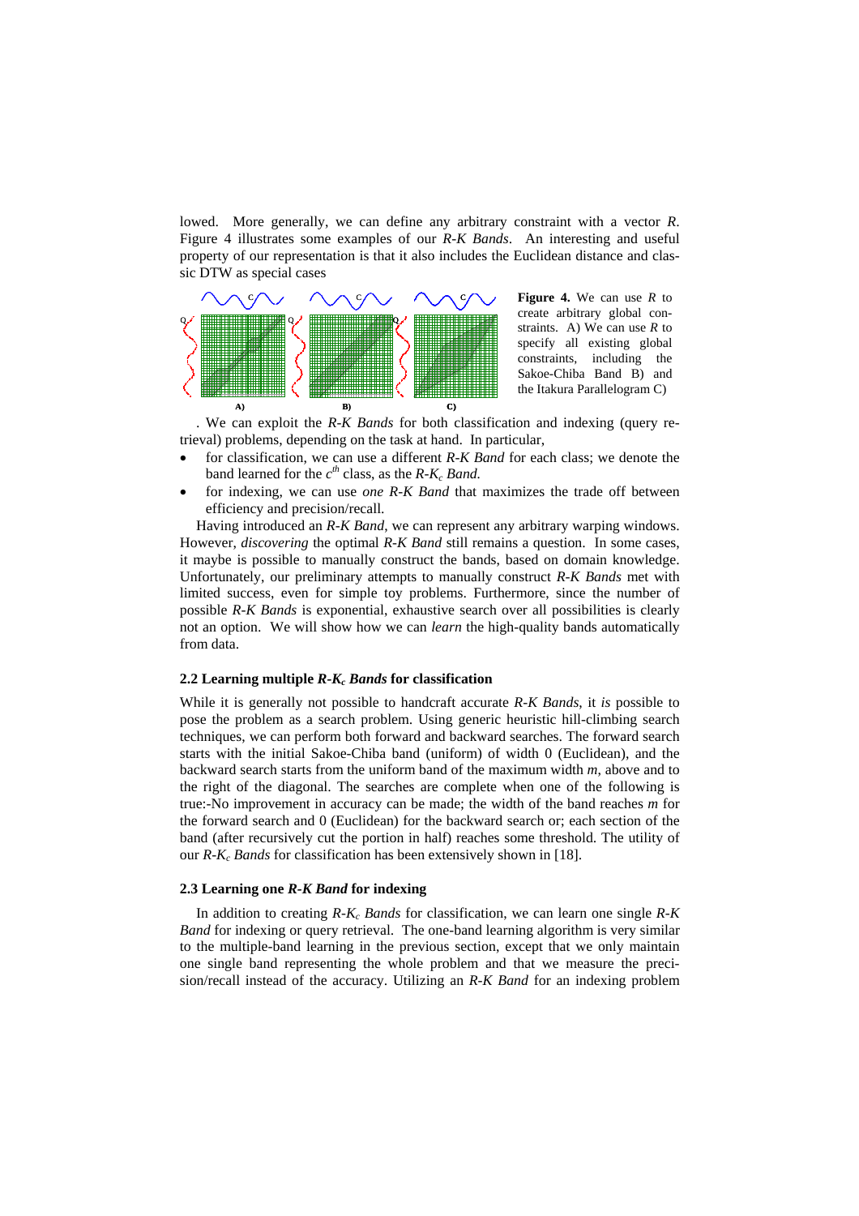lowed. More generally, we can define any arbitrary constraint with a vector $R$. Figure 4 illustrates some examples of our *R-K Bands*. An interesting and useful property of our representation is that it also includes the Euclidean distance and classic DTW as special cases

**Figure 4.** We can use $R$ to create arbitrary global constraints. A) We can use $R$ to specify all existing global constraints, including the Sakoe-Chiba Band B) and the Itakura Parallelogram C)

. We can exploit the *R-K Bands* for both classification and indexing (query retrieval) problems, depending on the task at hand. In particular,

- for classification, we can use a different *R-K Band* for each class; we denote the band learned for the $c^{th}$ class, as the *R-K*$_c$ *Band*.
- for indexing, we can use *one R-K Band* that maximizes the trade off between efficiency and precision/recall.

Having introduced an *R-K Band*, we can represent any arbitrary warping windows. However, *discovering* the optimal *R-K Band* still remains a question. In some cases, it maybe is possible to manually construct the bands, based on domain knowledge. Unfortunately, our preliminary attempts to manually construct *R-K Bands* met with limited success, even for simple toy problems. Furthermore, since the number of possible *R-K Bands* is exponential, exhaustive search over all possibilities is clearly not an option. We will show how we can *learn* the high-quality bands automatically from data.

### 2.2 Learning multiple *R-K*$_c$ *Bands* for classification

While it is generally not possible to handcraft accurate *R-K Bands*, it *is* possible to pose the problem as a search problem. Using generic heuristic hill-climbing search techniques, we can perform both forward and backward searches. The forward search starts with the initial Sakoe-Chiba band (uniform) of width 0 (Euclidean), and the backward search starts from the uniform band of the maximum width $m$, above and to the right of the diagonal. The searches are complete when one of the following is true:-No improvement in accuracy can be made; the width of the band reaches $m$ for the forward search and 0 (Euclidean) for the backward search or; each section of the band (after recursively cut the portion in half) reaches some threshold. The utility of our *R-K*$_c$ *Bands* for classification has been extensively shown in [18].

### 2.3 Learning one *R-K Band* for indexing

In addition to creating *R-K*$_c$ *Bands* for classification, we can learn one single *R-K Band* for indexing or query retrieval. The one-band learning algorithm is very similar to the multiple-band learning in the previous section, except that we only maintain one single band representing the whole problem and that we measure the precision/recall instead of the accuracy. Utilizing an *R-K Band* for an indexing problem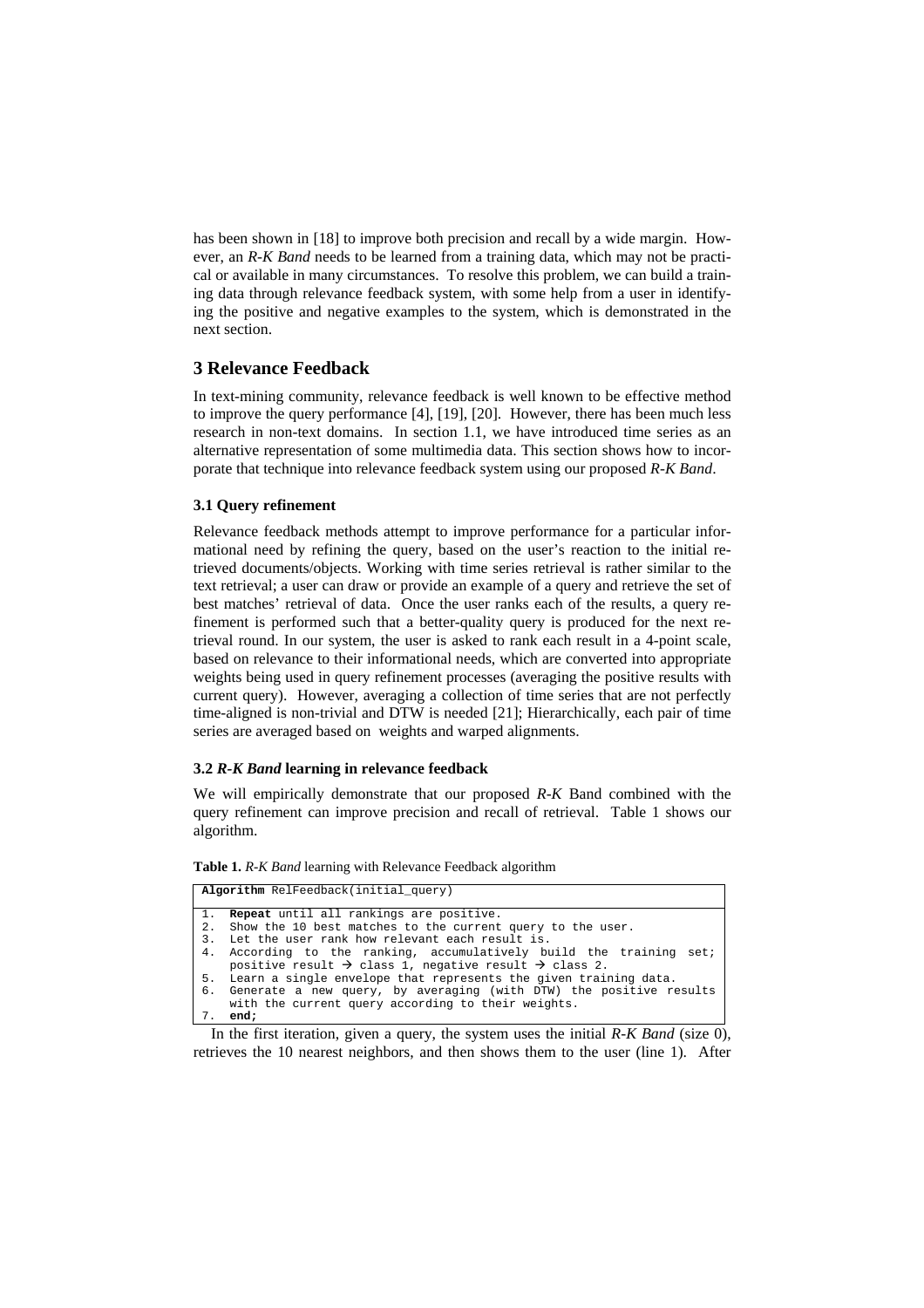has been shown in [18] to improve both precision and recall by a wide margin. However, an *R-K Band* needs to be learned from a training data, which may not be practical or available in many circumstances. To resolve this problem, we can build a training data through relevance feedback system, with some help from a user in identifying the positive and negative examples to the system, which is demonstrated in the next section.

## 3 Relevance Feedback

In text-mining community, relevance feedback is well known to be effective method to improve the query performance [4], [19], [20]. However, there has been much less research in non-text domains. In section 1.1, we have introduced time series as an alternative representation of some multimedia data. This section shows how to incorporate that technique into relevance feedback system using our proposed *R-K Band*.

### 3.1 Query refinement

Relevance feedback methods attempt to improve performance for a particular informational need by refining the query, based on the user's reaction to the initial retrieved documents/objects. Working with time series retrieval is rather similar to the text retrieval; a user can draw or provide an example of a query and retrieve the set of best matches' retrieval of data. Once the user ranks each of the results, a query refinement is performed such that a better-quality query is produced for the next retrieval round. In our system, the user is asked to rank each result in a 4-point scale, based on relevance to their informational needs, which are converted into appropriate weights being used in query refinement processes (averaging the positive results with current query). However, averaging a collection of time series that are not perfectly time-aligned is non-trivial and DTW is needed [21]; Hierarchically, each pair of time series are averaged based on weights and warped alignments.

### 3.2 *R-K Band* learning in relevance feedback

We will empirically demonstrate that our proposed *R-K* Band combined with the query refinement can improve precision and recall of retrieval. Table 1 shows our algorithm.

**Table 1.** *R-K Band* learning with Relevance Feedback algorithm

```
Algorithm RelFeedback(initial_query)

1.  Repeat until all rankings are positive.
2.  Show the 10 best matches to the current query to the user.
3.  Let the user rank how relevant each result is.
4.  According to the ranking, accumulatively build the training set;
    positive result → class 1, negative result → class 2.
5.  Learn a single envelope that represents the given training data.
6.  Generate a new query, by averaging (with DTW) the positive results
    with the current query according to their weights.
7.  end;
```

In the first iteration, given a query, the system uses the initial *R-K Band* (size 0), retrieves the 10 nearest neighbors, and then shows them to the user (line 1). After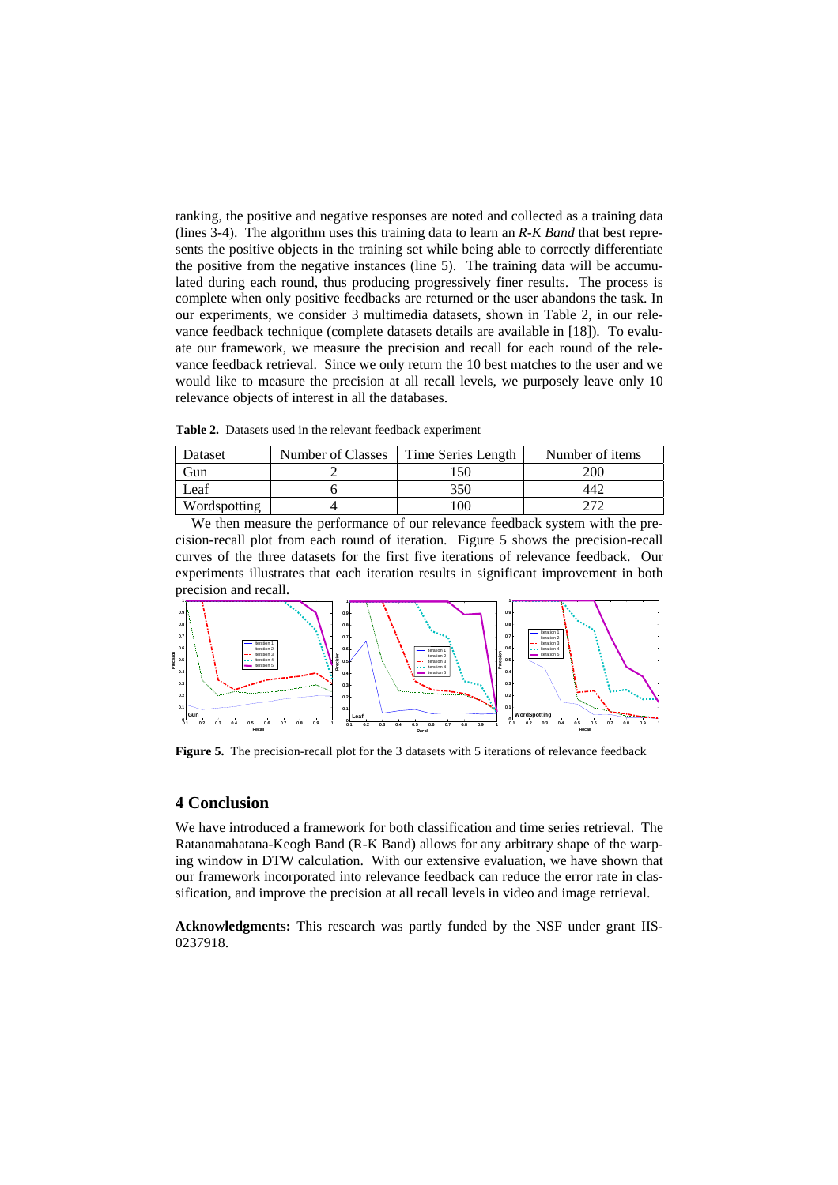ranking, the positive and negative responses are noted and collected as a training data (lines 3-4). The algorithm uses this training data to learn an *R-K Band* that best represents the positive objects in the training set while being able to correctly differentiate the positive from the negative instances (line 5). The training data will be accumulated during each round, thus producing progressively finer results. The process is complete when only positive feedbacks are returned or the user abandons the task. In our experiments, we consider 3 multimedia datasets, shown in Table 2, in our relevance feedback technique (complete datasets details are available in [18]). To evaluate our framework, we measure the precision and recall for each round of the relevance feedback retrieval. Since we only return the 10 best matches to the user and we would like to measure the precision at all recall levels, we purposely leave only 10 relevance objects of interest in all the databases.

**Table 2.** Datasets used in the relevant feedback experiment

| Dataset | Number of Classes | Time Series Length | Number of items |
|---|---|---|---|
| Gun | 2 | 150 | 200 |
| Leaf | 6 | 350 | 442 |
| Wordspotting | 4 | 100 | 272 |

We then measure the performance of our relevance feedback system with the precision-recall plot from each round of iteration. Figure 5 shows the precision-recall curves of the three datasets for the first five iterations of relevance feedback. Our experiments illustrates that each iteration results in significant improvement in both precision and recall.

**Figure 5.** The precision-recall plot for the 3 datasets with 5 iterations of relevance feedback

## 4 Conclusion

We have introduced a framework for both classification and time series retrieval. The Ratanamahatana-Keogh Band (R-K Band) allows for any arbitrary shape of the warping window in DTW calculation. With our extensive evaluation, we have shown that our framework incorporated into relevance feedback can reduce the error rate in classification, and improve the precision at all recall levels in video and image retrieval.

**Acknowledgments:** This research was partly funded by the NSF under grant IIS-0237918.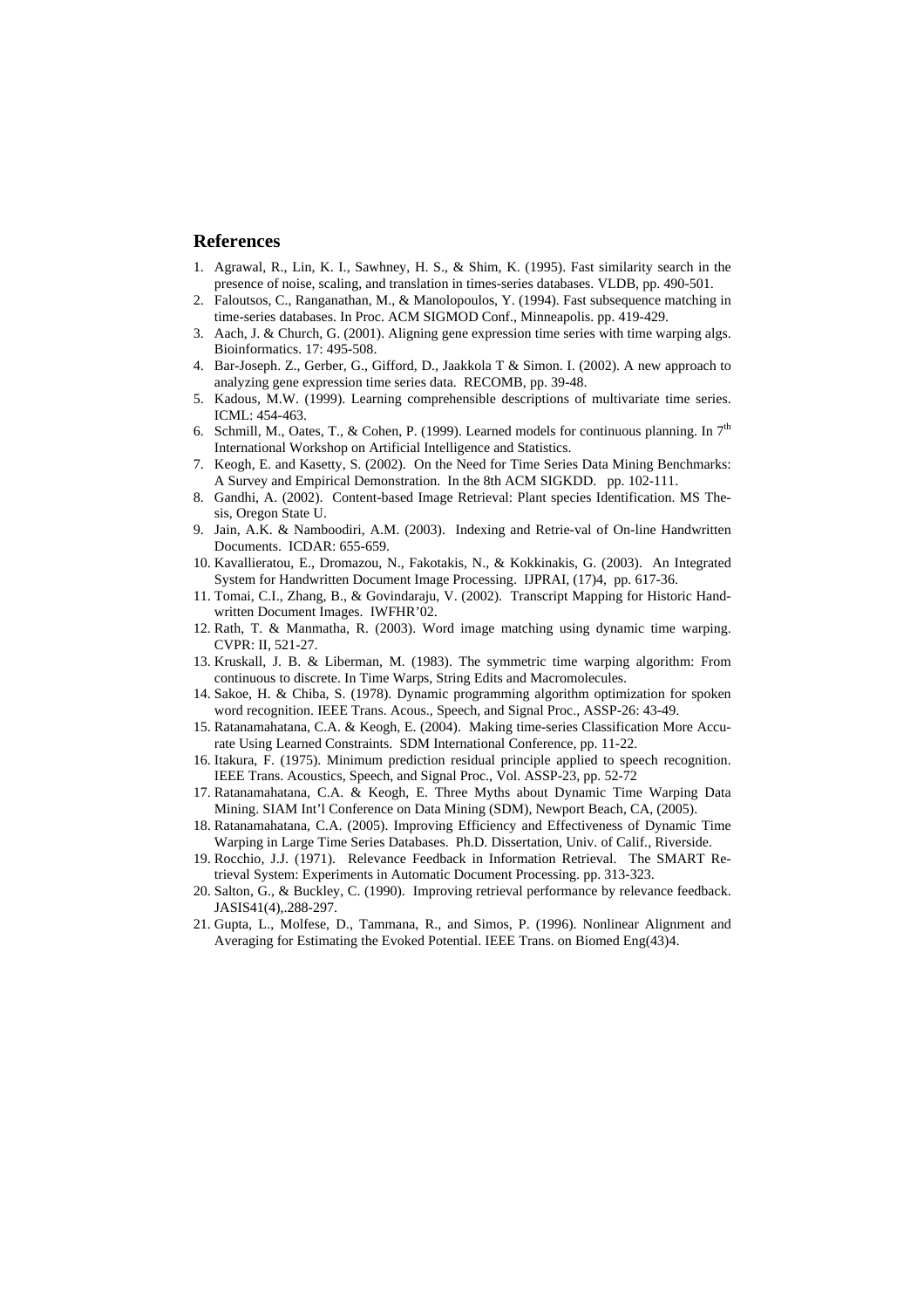## References

1. Agrawal, R., Lin, K. I., Sawhney, H. S., & Shim, K. (1995). Fast similarity search in the presence of noise, scaling, and translation in times-series databases. VLDB, pp. 490-501.
2. Faloutsos, C., Ranganathan, M., & Manolopoulos, Y. (1994). Fast subsequence matching in time-series databases. In Proc. ACM SIGMOD Conf., Minneapolis. pp. 419-429.
3. Aach, J. & Church, G. (2001). Aligning gene expression time series with time warping algs. Bioinformatics. 17: 495-508.
4. Bar-Joseph. Z., Gerber, G., Gifford, D., Jaakkola T & Simon. I. (2002). A new approach to analyzing gene expression time series data. RECOMB, pp. 39-48.
5. Kadous, M.W. (1999). Learning comprehensible descriptions of multivariate time series. ICML: 454-463.
6. Schmill, M., Oates, T., & Cohen, P. (1999). Learned models for continuous planning. In 7th International Workshop on Artificial Intelligence and Statistics.
7. Keogh, E. and Kasetty, S. (2002). On the Need for Time Series Data Mining Benchmarks: A Survey and Empirical Demonstration. In the 8th ACM SIGKDD. pp. 102-111.
8. Gandhi, A. (2002). Content-based Image Retrieval: Plant species Identification. MS Thesis, Oregon State U.
9. Jain, A.K. & Namboodiri, A.M. (2003). Indexing and Retrie-val of On-line Handwritten Documents. ICDAR: 655-659.
10. Kavallieratou, E., Dromazou, N., Fakotakis, N., & Kokkinakis, G. (2003). An Integrated System for Handwritten Document Image Processing. IJPRAI, (17)4, pp. 617-36.
11. Tomai, C.I., Zhang, B., & Govindaraju, V. (2002). Transcript Mapping for Historic Handwritten Document Images. IWFHR'02.
12. Rath, T. & Manmatha, R. (2003). Word image matching using dynamic time warping. CVPR: II, 521-27.
13. Kruskall, J. B. & Liberman, M. (1983). The symmetric time warping algorithm: From continuous to discrete. In Time Warps, String Edits and Macromolecules.
14. Sakoe, H. & Chiba, S. (1978). Dynamic programming algorithm optimization for spoken word recognition. IEEE Trans. Acous., Speech, and Signal Proc., ASSP-26: 43-49.
15. Ratanamahatana, C.A. & Keogh, E. (2004). Making time-series Classification More Accurate Using Learned Constraints. SDM International Conference, pp. 11-22.
16. Itakura, F. (1975). Minimum prediction residual principle applied to speech recognition. IEEE Trans. Acoustics, Speech, and Signal Proc., Vol. ASSP-23, pp. 52-72
17. Ratanamahatana, C.A. & Keogh, E. Three Myths about Dynamic Time Warping Data Mining. SIAM Int'l Conference on Data Mining (SDM), Newport Beach, CA, (2005).
18. Ratanamahatana, C.A. (2005). Improving Efficiency and Effectiveness of Dynamic Time Warping in Large Time Series Databases. Ph.D. Dissertation, Univ. of Calif., Riverside.
19. Rocchio, J.J. (1971). Relevance Feedback in Information Retrieval. The SMART Retrieval System: Experiments in Automatic Document Processing. pp. 313-323.
20. Salton, G., & Buckley, C. (1990). Improving retrieval performance by relevance feedback. JASIS41(4),.288-297.
21. Gupta, L., Molfese, D., Tammana, R., and Simos, P. (1996). Nonlinear Alignment and Averaging for Estimating the Evoked Potential. IEEE Trans. on Biomed Eng(43)4.